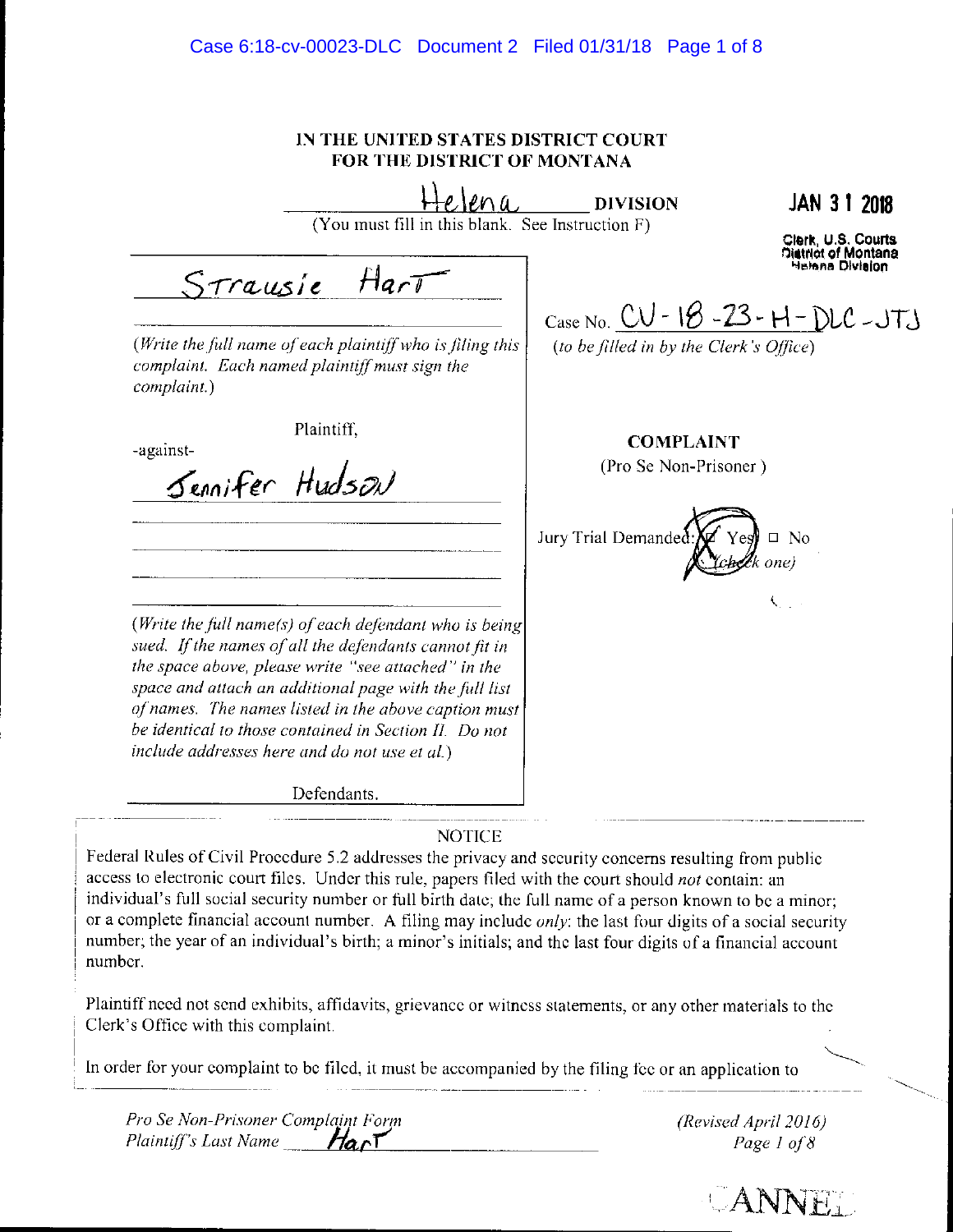IN THE UNITED STATES DISTRICT COURT
FOR THE DISTRICT OF MONTANA

Helena DIVISION
(You must fill in this blank. See Instruction F)

JAN 31 2018
Clerk, U.S. Courts
District of Montana
Helena Division

Strausie Hart

(*Write the full name of each plaintiff who is filing this complaint. Each named plaintiff must sign the complaint.*)

Plaintiff,

-against-

Jennifer Hudson

(*Write the full name(s) of each defendant who is being sued. If the names of all the defendants cannot fit in the space above, please write "see attached" in the space and attach an additional page with the full list of names. The names listed in the above caption must be identical to those contained in Section II. Do not include addresses here and do not use et al.*)

Defendants.

Case No. CV-18-23-H-DLC-JTJ
(*to be filled in by the Clerk's Office*)

**COMPLAINT**
(Pro Se Non-Prisoner)

Jury Trial Demanded: ☒ Yes ☐ No
(*check one*)

NOTICE

Federal Rules of Civil Procedure 5.2 addresses the privacy and security concerns resulting from public access to electronic court files. Under this rule, papers filed with the court should *not* contain: an individual's full social security number or full birth date; the full name of a person known to be a minor; or a complete financial account number. A filing may include *only*: the last four digits of a social security number; the year of an individual's birth; a minor's initials; and the last four digits of a financial account number.

Plaintiff need not send exhibits, affidavits, grievance or witness statements, or any other materials to the Clerk's Office with this complaint.

In order for your complaint to be filed, it must be accompanied by the filing fee or an application to

*Pro Se Non-Prisoner Complaint Form*
*Plaintiff's Last Name* Hart

*(Revised April 2016)*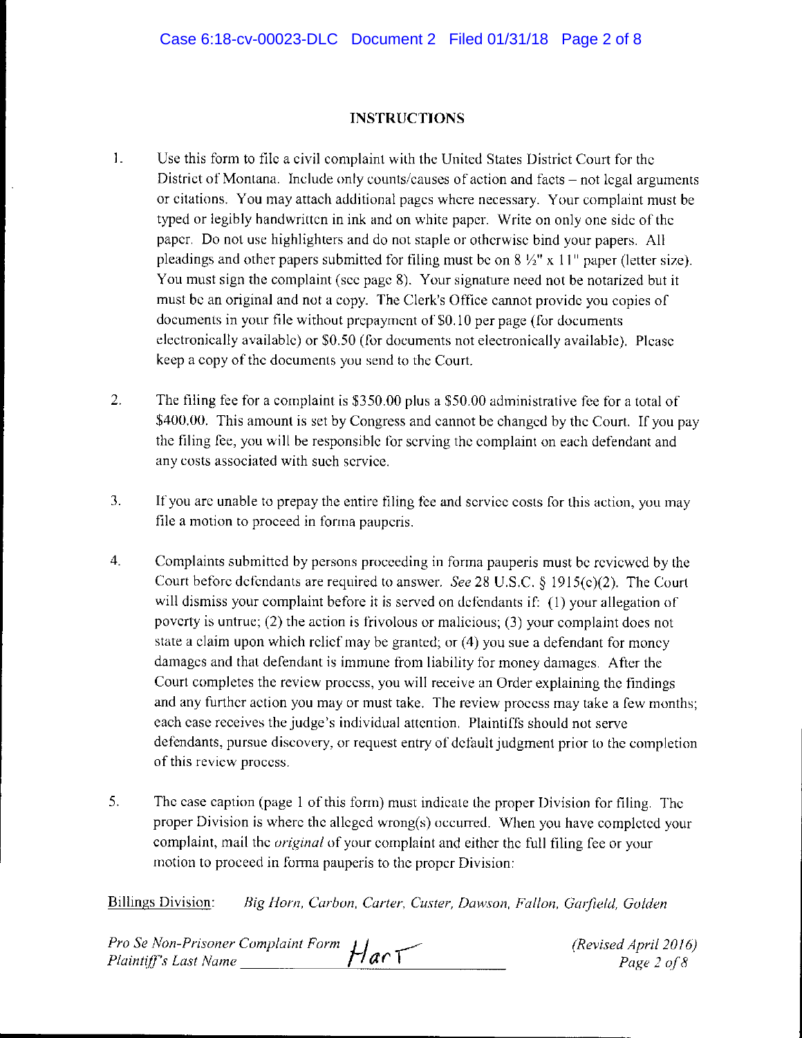## INSTRUCTIONS

1. Use this form to file a civil complaint with the United States District Court for the District of Montana. Include only counts/causes of action and facts – not legal arguments or citations. You may attach additional pages where necessary. Your complaint must be typed or legibly handwritten in ink and on white paper. Write on only one side of the paper. Do not use highlighters and do not staple or otherwise bind your papers. All pleadings and other papers submitted for filing must be on 8 ½" x 11" paper (letter size). You must sign the complaint (see page 8). Your signature need not be notarized but it must be an original and not a copy. The Clerk's Office cannot provide you copies of documents in your file without prepayment of $0.10 per page (for documents electronically available) or $0.50 (for documents not electronically available). Please keep a copy of the documents you send to the Court.

2. The filing fee for a complaint is $350.00 plus a $50.00 administrative fee for a total of $400.00. This amount is set by Congress and cannot be changed by the Court. If you pay the filing fee, you will be responsible for serving the complaint on each defendant and any costs associated with such service.

3. If you are unable to prepay the entire filing fee and service costs for this action, you may file a motion to proceed in forma pauperis.

4. Complaints submitted by persons proceeding in forma pauperis must be reviewed by the Court before defendants are required to answer. *See* 28 U.S.C. § 1915(e)(2). The Court will dismiss your complaint before it is served on defendants if: (1) your allegation of poverty is untrue; (2) the action is frivolous or malicious; (3) your complaint does not state a claim upon which relief may be granted; or (4) you sue a defendant for money damages and that defendant is immune from liability for money damages. After the Court completes the review process, you will receive an Order explaining the findings and any further action you may or must take. The review process may take a few months; each case receives the judge's individual attention. Plaintiffs should not serve defendants, pursue discovery, or request entry of default judgment prior to the completion of this review process.

5. The case caption (page 1 of this form) must indicate the proper Division for filing. The proper Division is where the alleged wrong(s) occurred. When you have completed your complaint, mail the *original* of your complaint and either the full filing fee or your motion to proceed in forma pauperis to the proper Division:

Billings Division: *Big Horn, Carbon, Carter, Custer, Dawson, Fallon, Garfield, Golden*

*Pro Se Non-Prisoner Complaint Form* *(Revised April 2016)*
*Plaintiff's Last Name* Hart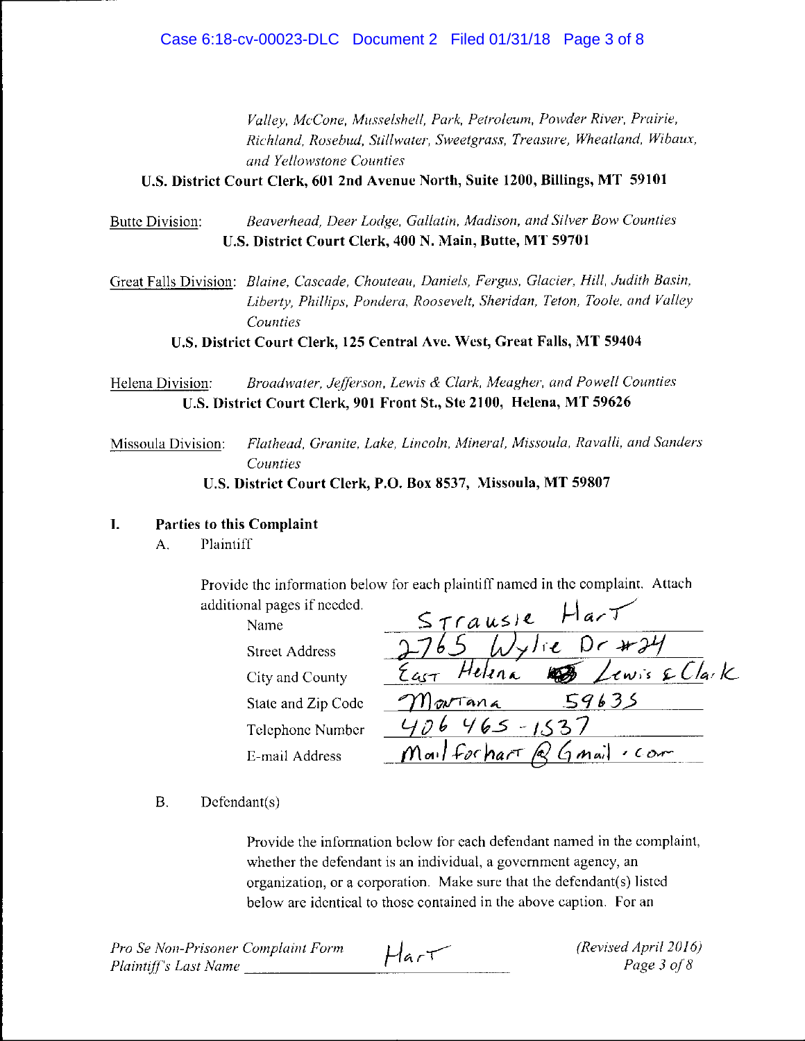*Valley, McCone, Musselshell, Park, Petroleum, Powder River, Prairie, Richland, Rosebud, Stillwater, Sweetgrass, Treasure, Wheatland, Wibaux, and Yellowstone Counties*

**U.S. District Court Clerk, 601 2nd Avenue North, Suite 1200, Billings, MT 59101**

Butte Division: *Beaverhead, Deer Lodge, Gallatin, Madison, and Silver Bow Counties*

**U.S. District Court Clerk, 400 N. Main, Butte, MT 59701**

Great Falls Division: *Blaine, Cascade, Chouteau, Daniels, Fergus, Glacier, Hill, Judith Basin, Liberty, Phillips, Pondera, Roosevelt, Sheridan, Teton, Toole, and Valley Counties*

**U.S. District Court Clerk, 125 Central Ave. West, Great Falls, MT 59404**

Helena Division: *Broadwater, Jefferson, Lewis & Clark, Meagher, and Powell Counties*

**U.S. District Court Clerk, 901 Front St., Ste 2100, Helena, MT 59626**

Missoula Division: *Flathead, Granite, Lake, Lincoln, Mineral, Missoula, Ravalli, and Sanders Counties*

**U.S. District Court Clerk, P.O. Box 8537, Missoula, MT 59807**

## I. Parties to this Complaint

A. Plaintiff

Provide the information below for each plaintiff named in the complaint. Attach additional pages if needed.

| | |
|---|---|
| Name | Strausle Hart |
| Street Address | 2765 Wylie Dr #24 |
| City and County | East Helena Lewis & Clark |
| State and Zip Code | Montana 59635 |
| Telephone Number | 406 465-1537 |
| E-mail Address | Mailforhart@Gmail.com |

B. Defendant(s)

Provide the information below for each defendant named in the complaint, whether the defendant is an individual, a government agency, an organization, or a corporation. Make sure that the defendant(s) listed below are identical to those contained in the above caption. For an

*Pro Se Non-Prisoner Complaint Form* *(Revised April 2016)*
*Plaintiff's Last Name* Hart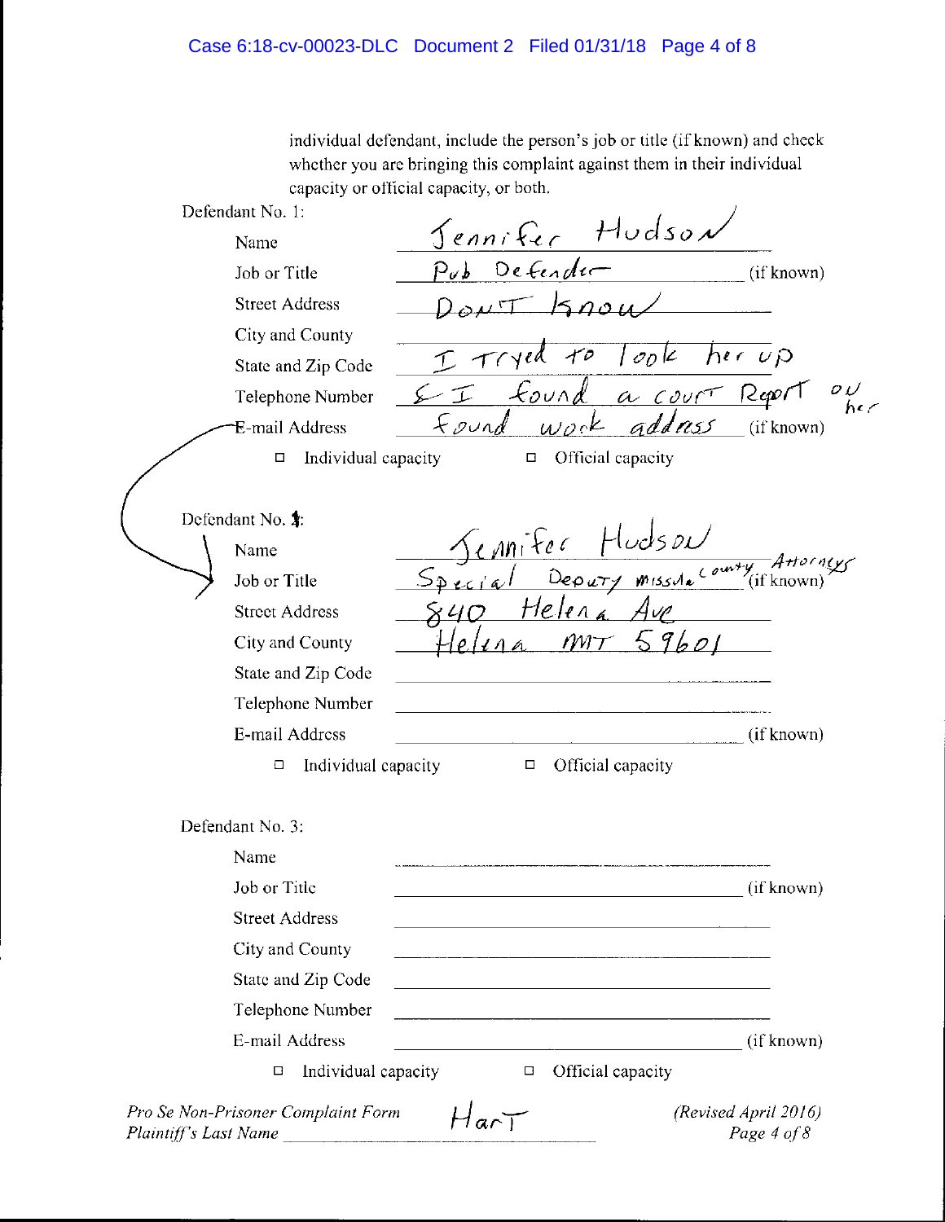individual defendant, include the person's job or title (if known) and check whether you are bringing this complaint against them in their individual capacity or official capacity, or both.

Defendant No. 1:

| | | |
|---|---|---|
| Name | Jennifer Hudson | |
| Job or Title | Pub Defender | (if known) |
| Street Address | Don't know | |
| City and County | | |
| State and Zip Code | I tryed to look her up | |
| Telephone Number | & I found a court Report on her | |
| E-mail Address | found work address | (if known) |

☐ Individual capacity ☐ Official capacity

Defendant No. 2:

| | | |
|---|---|---|
| Name | Jennifer Hudson | |
| Job or Title | Special Deputy missula County Attorneys | (if known) |
| Street Address | 840 Helena Ave | |
| City and County | Helena MT 59601 | |
| State and Zip Code | | |
| Telephone Number | | |
| E-mail Address | | (if known) |

☐ Individual capacity ☐ Official capacity

Defendant No. 3:

| | | |
|---|---|---|
| Name | | |
| Job or Title | | (if known) |
| Street Address | | |
| City and County | | |
| State and Zip Code | | |
| Telephone Number | | |
| E-mail Address | | (if known) |

☐ Individual capacity ☐ Official capacity

*Pro Se Non-Prisoner Complaint Form* *(Revised April 2016)*
*Plaintiff's Last Name* Hart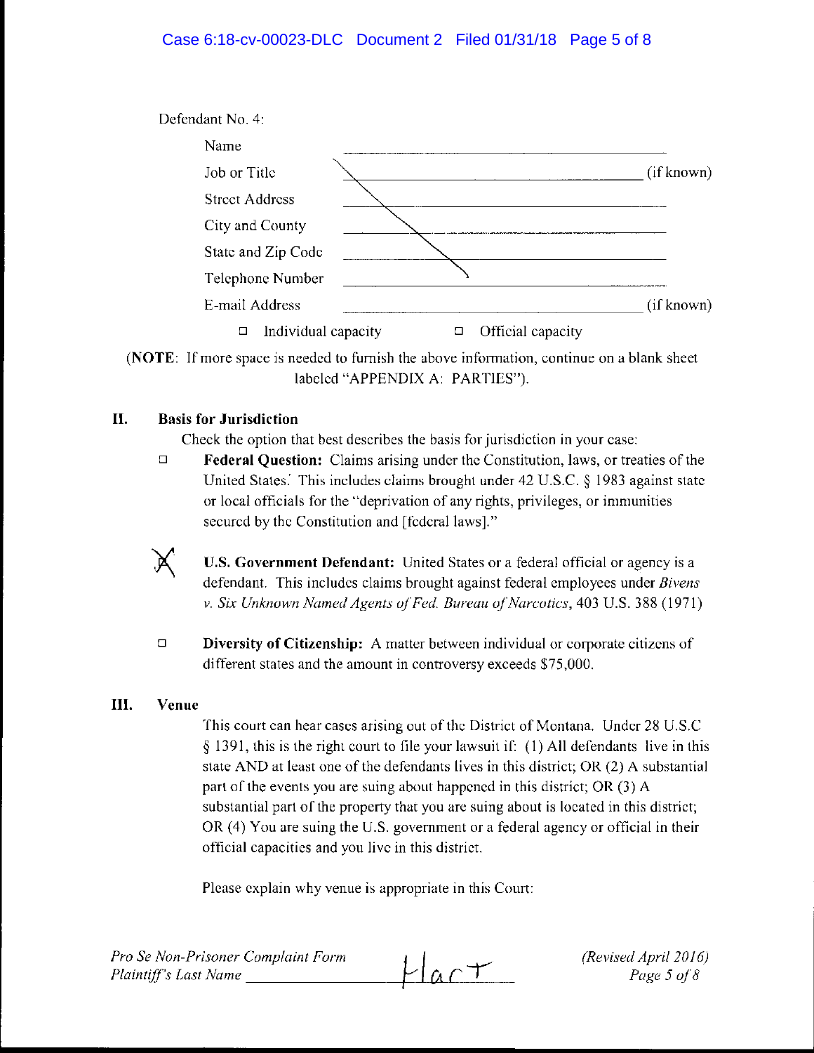Defendant No. 4:

| | | |
|---|---|---|
| Name | | |
| Job or Title | | (if known) |
| Street Address | | |
| City and County | | |
| State and Zip Code | | |
| Telephone Number | | |
| E-mail Address | | (if known) |

☐ Individual capacity ☐ Official capacity

(**NOTE**: If more space is needed to furnish the above information, continue on a blank sheet labeled "APPENDIX A: PARTIES").

## II. Basis for Jurisdiction

Check the option that best describes the basis for jurisdiction in your case:

☐ **Federal Question:** Claims arising under the Constitution, laws, or treaties of the United States. This includes claims brought under 42 U.S.C. § 1983 against state or local officials for the "deprivation of any rights, privileges, or immunities secured by the Constitution and [federal laws]."

☒ **U.S. Government Defendant:** United States or a federal official or agency is a defendant. This includes claims brought against federal employees under *Bivens v. Six Unknown Named Agents of Fed. Bureau of Narcotics*, 403 U.S. 388 (1971)

☐ **Diversity of Citizenship:** A matter between individual or corporate citizens of different states and the amount in controversy exceeds $75,000.

## III. Venue

This court can hear cases arising out of the District of Montana. Under 28 U.S.C § 1391, this is the right court to file your lawsuit if: (1) All defendants live in this state AND at least one of the defendants lives in this district; OR (2) A substantial part of the events you are suing about happened in this district; OR (3) A substantial part of the property that you are suing about is located in this district; OR (4) You are suing the U.S. government or a federal agency or official in their official capacities and you live in this district.

Please explain why venue is appropriate in this Court:

*Pro Se Non-Prisoner Complaint Form* *(Revised April 2016)*
*Plaintiff's Last Name* Hart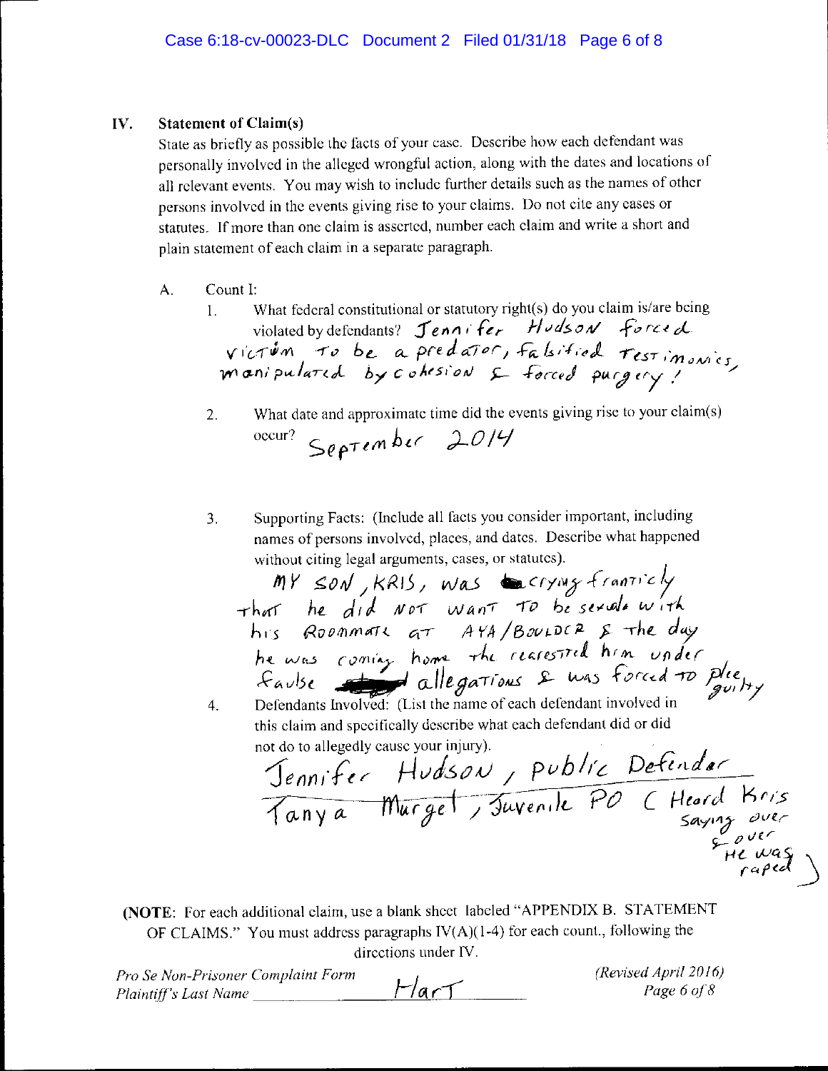## IV. Statement of Claim(s)

State as briefly as possible the facts of your case. Describe how each defendant was personally involved in the alleged wrongful action, along with the dates and locations of all relevant events. You may wish to include further details such as the names of other persons involved in the events giving rise to your claims. Do not cite any cases or statutes. If more than one claim is asserted, number each claim and write a short and plain statement of each claim in a separate paragraph.

A. Count I:

1. What federal constitutional or statutory right(s) do you claim is/are being violated by defendants? Jennifer Hudson forced victim to be a predator, falsified testimonies, manipulated by cohesion & forced purgery!

2. What date and approximate time did the events giving rise to your claim(s) occur? September 2014

3. Supporting Facts: (Include all facts you consider important, including names of persons involved, places, and dates. Describe what happened without citing legal arguments, cases, or statutes).

   MY SON, KRIS, was crying franticly that he did NOT WANT TO be sexual with his ROOMMATE AT AYA/BOULDER & the day he was coming home the rearested him under faulse allegations & was forced to plee guilty

4. Defendants Involved: (List the name of each defendant involved in this claim and specifically describe what each defendant did or did not do to allegedly cause your injury).

   Jennifer Hudson, public Defendar
   Tanya Murget, Juvenile PO (Heard Kris saying over & over He was raped)

(**NOTE**: For each additional claim, use a blank sheet labeled "APPENDIX B. STATEMENT OF CLAIMS." You must address paragraphs IV(A)(1-4) for each count., following the directions under IV.

*Pro Se Non-Prisoner Complaint Form* *(Revised April 2016)*
*Plaintiff's Last Name* Hart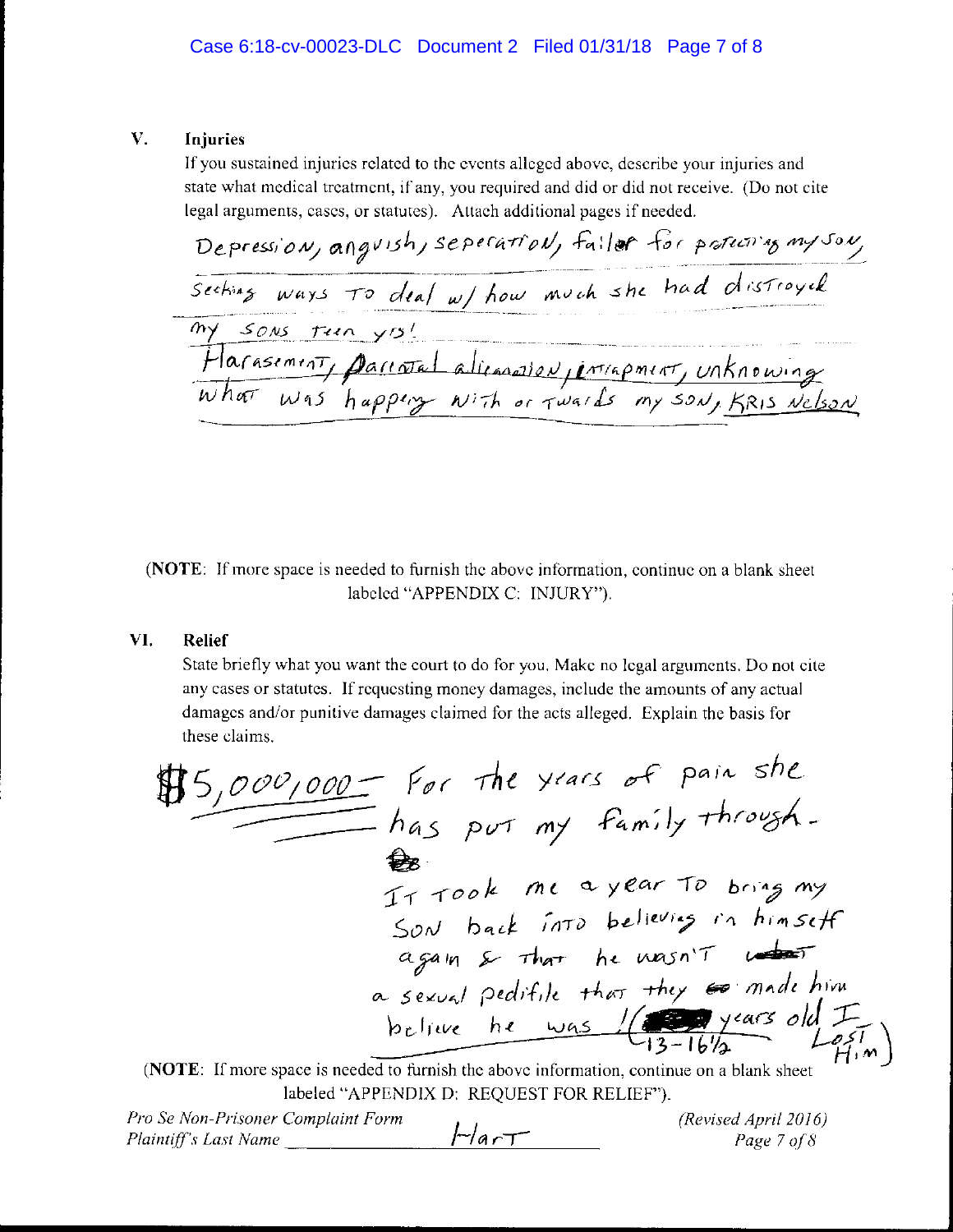## V. Injuries

If you sustained injuries related to the events alleged above, describe your injuries and state what medical treatment, if any, you required and did or did not receive. (Do not cite legal arguments, cases, or statutes). Attach additional pages if needed.

Depression, anguish, seperation, failer for protecting my son, Seeking ways to deal w/ how much she had distroyed my sons teen yrs! Harasement, parental alienation, entrapment, unknowing what was happeing with or twards my son, Kris Nelson

(**NOTE**: If more space is needed to furnish the above information, continue on a blank sheet labeled "APPENDIX C: INJURY").

## VI. Relief

State briefly what you want the court to do for you. Make no legal arguments. Do not cite any cases or statutes. If requesting money damages, include the amounts of any actual damages and/or punitive damages claimed for the acts alleged. Explain the basis for these claims.

$5,000,000 — For the years of pain she has put my family through.

It took me a year to bring my son back into believing in himself again & that he wasn't a sexual pedifile that they made him believe he was !(13-16½ years old I Lost Him)

(**NOTE**: If more space is needed to furnish the above information, continue on a blank sheet labeled "APPENDIX D: REQUEST FOR RELIEF").

*Pro Se Non-Prisoner Complaint Form* *(Revised April 2016)*

*Plaintiff's Last Name* Hart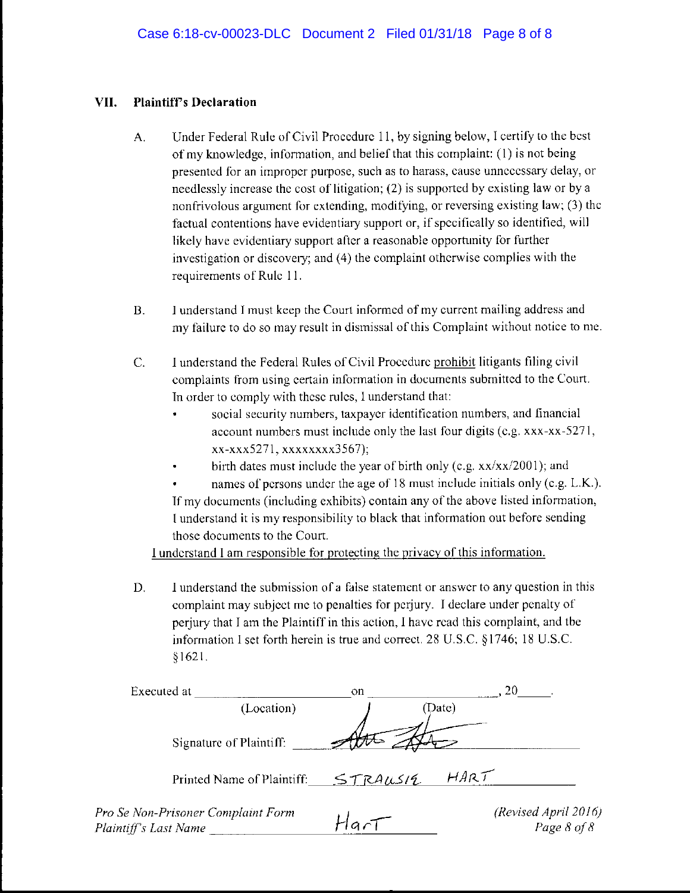## VII. Plaintiff's Declaration

A. Under Federal Rule of Civil Procedure 11, by signing below, I certify to the best of my knowledge, information, and belief that this complaint: (1) is not being presented for an improper purpose, such as to harass, cause unnecessary delay, or needlessly increase the cost of litigation; (2) is supported by existing law or by a nonfrivolous argument for extending, modifying, or reversing existing law; (3) the factual contentions have evidentiary support or, if specifically so identified, will likely have evidentiary support after a reasonable opportunity for further investigation or discovery; and (4) the complaint otherwise complies with the requirements of Rule 11.

B. I understand I must keep the Court informed of my current mailing address and my failure to do so may result in dismissal of this Complaint without notice to me.

C. I understand the Federal Rules of Civil Procedure prohibit litigants filing civil complaints from using certain information in documents submitted to the Court. In order to comply with these rules, I understand that:

- social security numbers, taxpayer identification numbers, and financial account numbers must include only the last four digits (e.g. xxx-xx-5271, xx-xxx5271, xxxxxxxx3567);
- birth dates must include the year of birth only (e.g. xx/xx/2001); and
- names of persons under the age of 18 must include initials only (e.g. L.K.).

If my documents (including exhibits) contain any of the above listed information, I understand it is my responsibility to black that information out before sending those documents to the Court.

I understand I am responsible for protecting the privacy of this information.

D. I understand the submission of a false statement or answer to any question in this complaint may subject me to penalties for perjury. I declare under penalty of perjury that I am the Plaintiff in this action, I have read this complaint, and the information I set forth herein is true and correct. 28 U.S.C. §1746; 18 U.S.C. §1621.

Executed at ______________________ on ______________________, 20____.
(Location) (Date)

Signature of Plaintiff: [signature]

Printed Name of Plaintiff: STRAUSIE HART

*Pro Se Non-Prisoner Complaint Form* *(Revised April 2016)*
*Plaintiff's Last Name* Hart